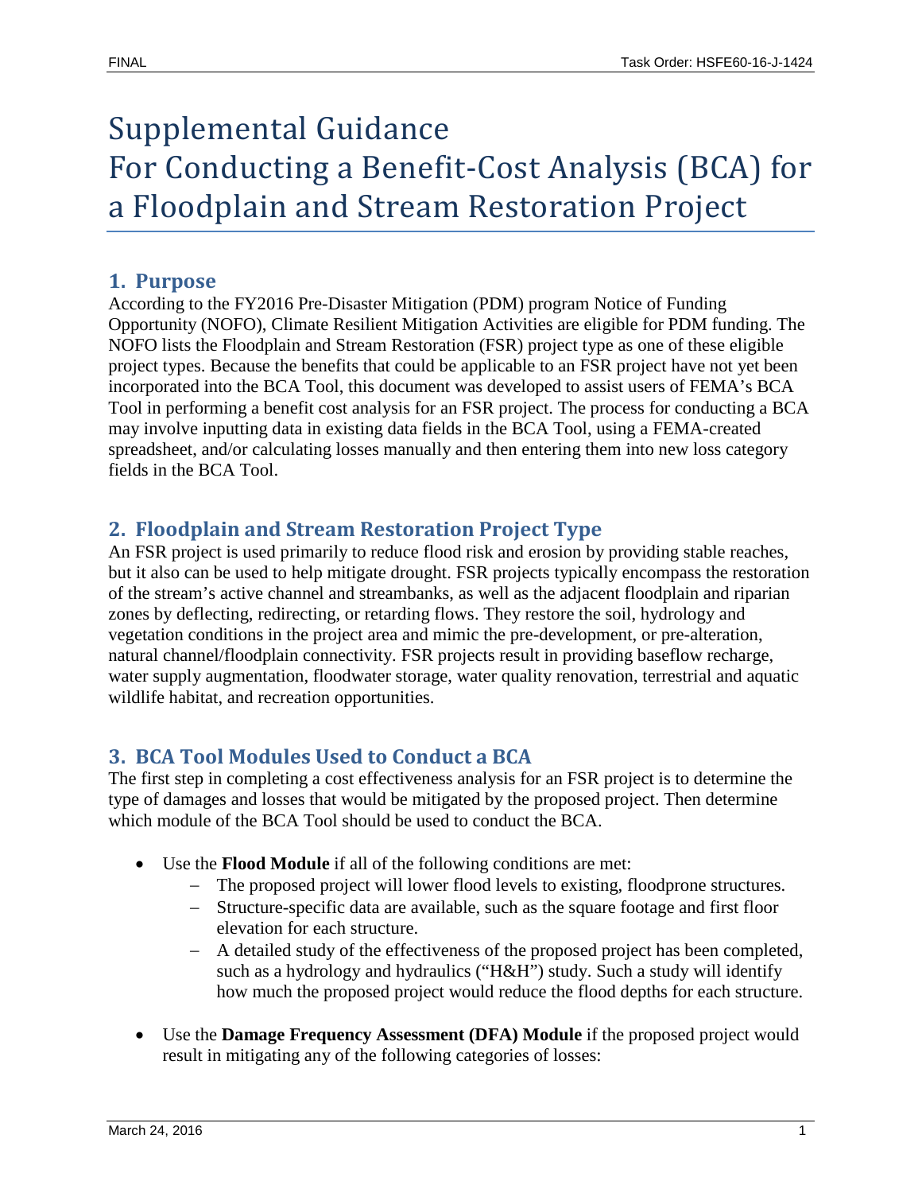# Supplemental Guidance For Conducting a Benefit-Cost Analysis (BCA) for a Floodplain and Stream Restoration Project

## 1. Purpose

According to the FY2016 Pre-Disaster Mitigation (PDM) program Notice of Funding Opportunity (NOFO), Climate Resilient Mitigation Activities are eligible for PDM funding. The NOFO lists the Floodplain and Stream Restoration (FSR) project type as one of these eligible project types. Because the benefits that could be applicable to an FSR project have not yet been incorporated into the BCA Tool, this document was developed to assist users of FEMA's BCA Tool in performing a benefit cost analysis for an FSR project. The process for conducting a BCA may involve inputting data in existing data fields in the BCA Tool, using a FEMA-created spreadsheet, and/or calculating losses manually and then entering them into new loss category fields in the BCA Tool.

## 2. Floodplain and Stream Restoration Project Type

An FSR project is used primarily to reduce flood risk and erosion by providing stable reaches, but it also can be used to help mitigate drought. FSR projects typically encompass the restoration of the stream's active channel and streambanks, as well as the adjacent floodplain and riparian zones by deflecting, redirecting, or retarding flows. They restore the soil, hydrology and vegetation conditions in the project area and mimic the pre-development, or pre-alteration, natural channel/floodplain connectivity. FSR projects result in providing baseflow recharge, water supply augmentation, floodwater storage, water quality renovation, terrestrial and aquatic wildlife habitat, and recreation opportunities.

## 3. BCA Tool Modules Used to Conduct a BCA

The first step in completing a cost effectiveness analysis for an FSR project is to determine the type of damages and losses that would be mitigated by the proposed project. Then determine which module of the BCA Tool should be used to conduct the BCA.

- Use the **Flood Module** if all of the following conditions are met:
  - The proposed project will lower flood levels to existing, floodprone structures.
  - Structure-specific data are available, such as the square footage and first floor elevation for each structure.
  - A detailed study of the effectiveness of the proposed project has been completed, such as a hydrology and hydraulics ("H&H") study. Such a study will identify how much the proposed project would reduce the flood depths for each structure.

- Use the **Damage Frequency Assessment (DFA) Module** if the proposed project would result in mitigating any of the following categories of losses: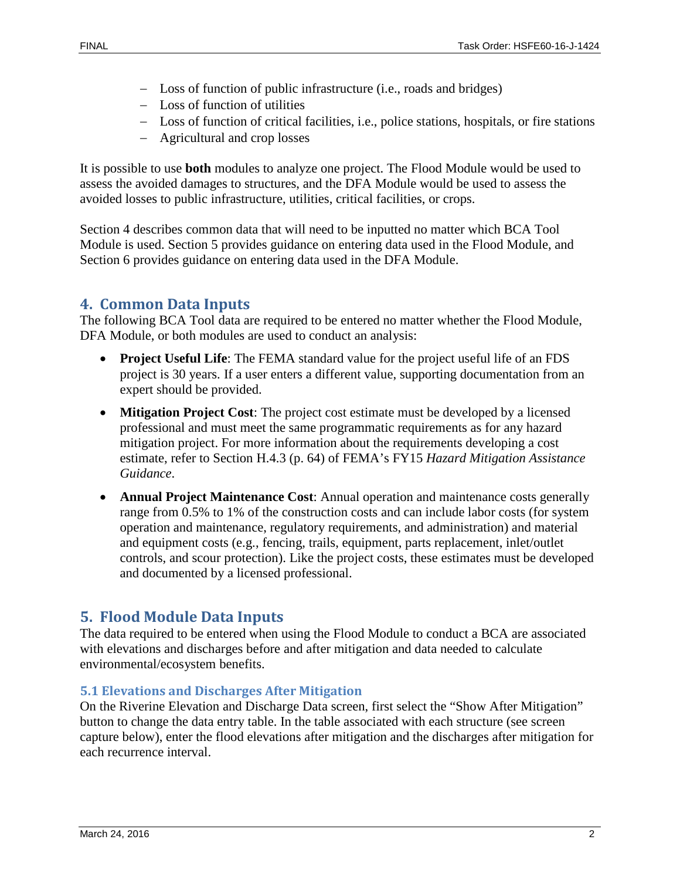- Loss of function of public infrastructure (i.e., roads and bridges)
- Loss of function of utilities
- Loss of function of critical facilities, i.e., police stations, hospitals, or fire stations
- Agricultural and crop losses

It is possible to use **both** modules to analyze one project. The Flood Module would be used to assess the avoided damages to structures, and the DFA Module would be used to assess the avoided losses to public infrastructure, utilities, critical facilities, or crops.

Section 4 describes common data that will need to be inputted no matter which BCA Tool Module is used. Section 5 provides guidance on entering data used in the Flood Module, and Section 6 provides guidance on entering data used in the DFA Module.

## 4. Common Data Inputs

The following BCA Tool data are required to be entered no matter whether the Flood Module, DFA Module, or both modules are used to conduct an analysis:

- **Project Useful Life**: The FEMA standard value for the project useful life of an FDS project is 30 years. If a user enters a different value, supporting documentation from an expert should be provided.
- **Mitigation Project Cost**: The project cost estimate must be developed by a licensed professional and must meet the same programmatic requirements as for any hazard mitigation project. For more information about the requirements developing a cost estimate, refer to Section H.4.3 (p. 64) of FEMA's FY15 *Hazard Mitigation Assistance Guidance*.
- **Annual Project Maintenance Cost**: Annual operation and maintenance costs generally range from 0.5% to 1% of the construction costs and can include labor costs (for system operation and maintenance, regulatory requirements, and administration) and material and equipment costs (e.g., fencing, trails, equipment, parts replacement, inlet/outlet controls, and scour protection). Like the project costs, these estimates must be developed and documented by a licensed professional.

## 5. Flood Module Data Inputs

The data required to be entered when using the Flood Module to conduct a BCA are associated with elevations and discharges before and after mitigation and data needed to calculate environmental/ecosystem benefits.

### 5.1 Elevations and Discharges After Mitigation

On the Riverine Elevation and Discharge Data screen, first select the "Show After Mitigation" button to change the data entry table. In the table associated with each structure (see screen capture below), enter the flood elevations after mitigation and the discharges after mitigation for each recurrence interval.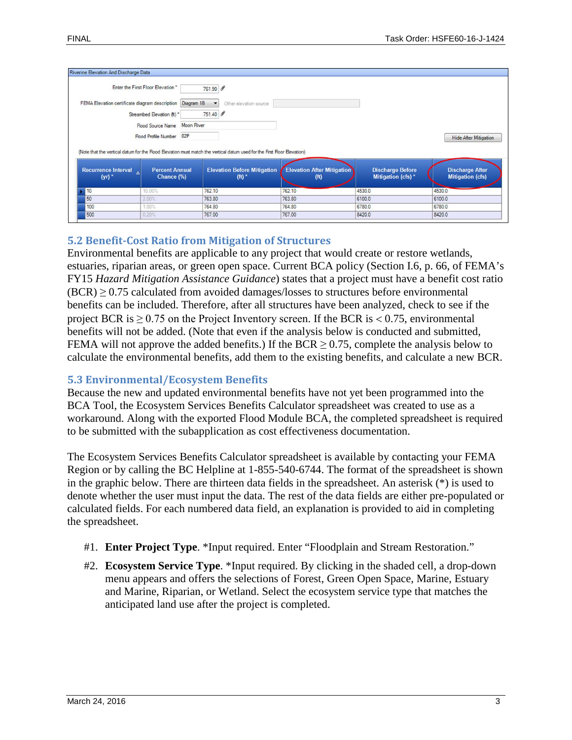Riverine Elevation And Discharge Data

Enter the First Floor Elevation * 761.90

FEMA Elevation certificate diagram description: Diagram 1B — Other elevation source

Streambed Elevation (ft) * 751.40

Flood Source Name: Moon River

Flood Profile Number: 02P

Hide After Mitigation

(Note that the vertical datum for the Flood Elevation must match the vertical datum used for the First Floor Elevation)

| Recurrence Interval (yr) * | Percent Annual Chance (%) | Elevation Before Mitigation (ft) * | Elevation After Mitigation (ft) | Discharge Before Mitigation (cfs) * | Discharge After Mitigation (cfs) |
|---|---|---|---|---|---|
| 10 | 10.00% | 762.10 | 762.10 | 4530.0 | 4530.0 |
| 50 | 2.00% | 763.80 | 763.80 | 6100.0 | 6100.0 |
| 100 | 1.00% | 764.80 | 764.80 | 6780.0 | 6780.0 |
| 500 | 0.20% | 767.00 | 767.00 | 8420.0 | 8420.0 |

## 5.2 Benefit-Cost Ratio from Mitigation of Structures

Environmental benefits are applicable to any project that would create or restore wetlands, estuaries, riparian areas, or green open space. Current BCA policy (Section I.6, p. 66, of FEMA's FY15 *Hazard Mitigation Assistance Guidance*) states that a project must have a benefit cost ratio (BCR) ≥ 0.75 calculated from avoided damages/losses to structures before environmental benefits can be included. Therefore, after all structures have been analyzed, check to see if the project BCR is ≥ 0.75 on the Project Inventory screen. If the BCR is < 0.75, environmental benefits will not be added. (Note that even if the analysis below is conducted and submitted, FEMA will not approve the added benefits.) If the BCR ≥ 0.75, complete the analysis below to calculate the environmental benefits, add them to the existing benefits, and calculate a new BCR.

## 5.3 Environmental/Ecosystem Benefits

Because the new and updated environmental benefits have not yet been programmed into the BCA Tool, the Ecosystem Services Benefits Calculator spreadsheet was created to use as a workaround. Along with the exported Flood Module BCA, the completed spreadsheet is required to be submitted with the subapplication as cost effectiveness documentation.

The Ecosystem Services Benefits Calculator spreadsheet is available by contacting your FEMA Region or by calling the BC Helpline at 1-855-540-6744. The format of the spreadsheet is shown in the graphic below. There are thirteen data fields in the spreadsheet. An asterisk (*) is used to denote whether the user must input the data. The rest of the data fields are either pre-populated or calculated fields. For each numbered data field, an explanation is provided to aid in completing the spreadsheet.

#1. **Enter Project Type**. *Input required. Enter "Floodplain and Stream Restoration."

#2. **Ecosystem Service Type**. *Input required. By clicking in the shaded cell, a drop-down menu appears and offers the selections of Forest, Green Open Space, Marine, Estuary and Marine, Riparian, or Wetland. Select the ecosystem service type that matches the anticipated land use after the project is completed.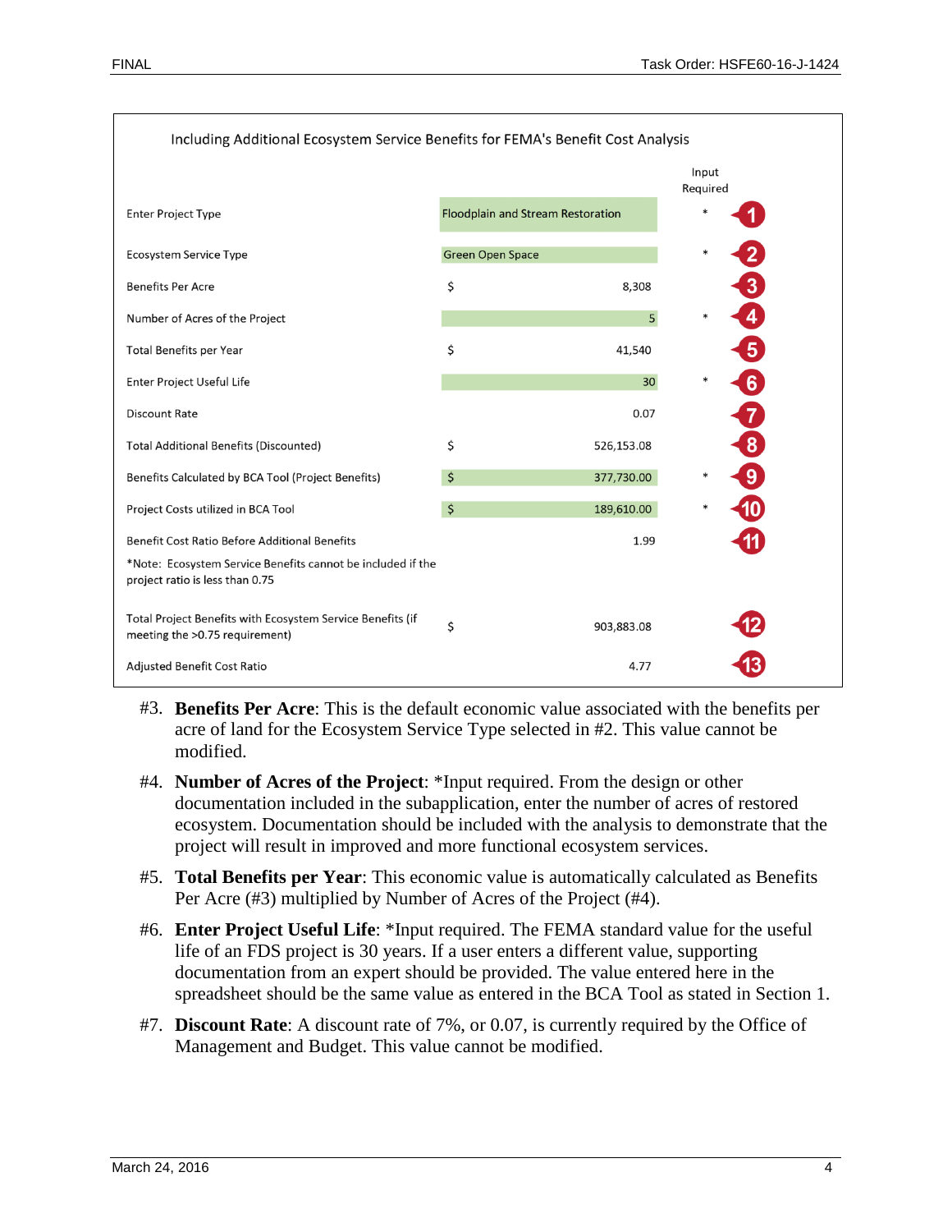Including Additional Ecosystem Service Benefits for FEMA's Benefit Cost Analysis

| | | | Input Required | |
|---|---|---|---|---|
| Enter Project Type | Floodplain and Stream Restoration | | * | 1 |
| Ecosystem Service Type | Green Open Space | | * | 2 |
| Benefits Per Acre | $ | 8,308 | | 3 |
| Number of Acres of the Project | | 5 | * | 4 |
| Total Benefits per Year | $ | 41,540 | | 5 |
| Enter Project Useful Life | | 30 | * | 6 |
| Discount Rate | | 0.07 | | 7 |
| Total Additional Benefits (Discounted) | $ | 526,153.08 | | 8 |
| Benefits Calculated by BCA Tool (Project Benefits) | $ | 377,730.00 | * | 9 |
| Project Costs utilized in BCA Tool | $ | 189,610.00 | * | 10 |
| Benefit Cost Ratio Before Additional Benefits | | 1.99 | | 11 |
| *Note: Ecosystem Service Benefits cannot be included if the project ratio is less than 0.75 | | | | |
| Total Project Benefits with Ecosystem Service Benefits (if meeting the >0.75 requirement) | $ | 903,883.08 | | 12 |
| Adjusted Benefit Cost Ratio | | 4.77 | | 13 |

#3. **Benefits Per Acre**: This is the default economic value associated with the benefits per acre of land for the Ecosystem Service Type selected in #2. This value cannot be modified.

#4. **Number of Acres of the Project**: *Input required. From the design or other documentation included in the subapplication, enter the number of acres of restored ecosystem. Documentation should be included with the analysis to demonstrate that the project will result in improved and more functional ecosystem services.

#5. **Total Benefits per Year**: This economic value is automatically calculated as Benefits Per Acre (#3) multiplied by Number of Acres of the Project (#4).

#6. **Enter Project Useful Life**: *Input required. The FEMA standard value for the useful life of an FDS project is 30 years. If a user enters a different value, supporting documentation from an expert should be provided. The value entered here in the spreadsheet should be the same value as entered in the BCA Tool as stated in Section 1.

#7. **Discount Rate**: A discount rate of 7%, or 0.07, is currently required by the Office of Management and Budget. This value cannot be modified.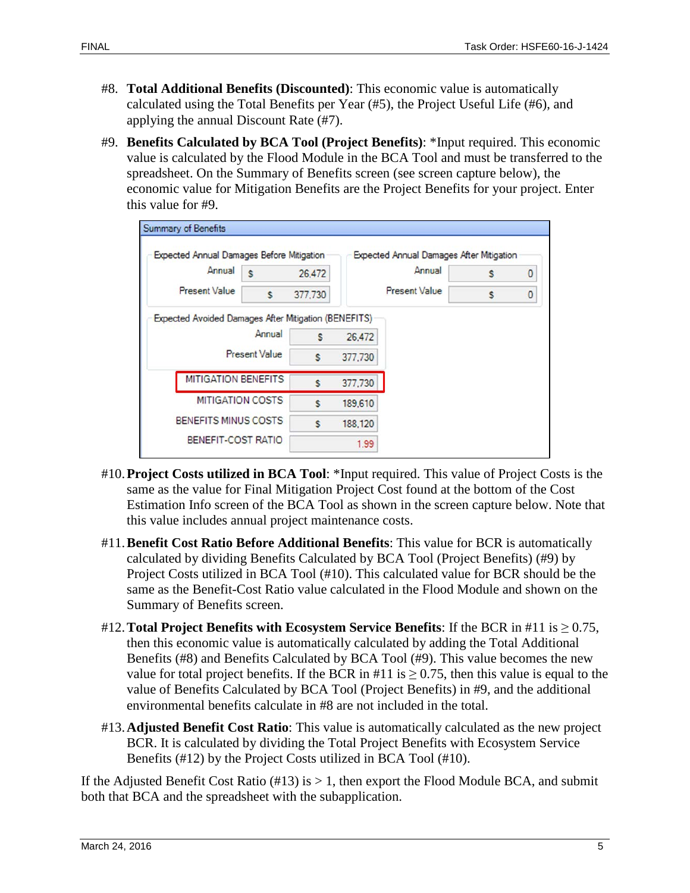#8. **Total Additional Benefits (Discounted)**: This economic value is automatically calculated using the Total Benefits per Year (#5), the Project Useful Life (#6), and applying the annual Discount Rate (#7).

#9. **Benefits Calculated by BCA Tool (Project Benefits)**: *Input required. This economic value is calculated by the Flood Module in the BCA Tool and must be transferred to the spreadsheet. On the Summary of Benefits screen (see screen capture below), the economic value for Mitigation Benefits are the Project Benefits for your project. Enter this value for #9.

**Summary of Benefits**

| Expected Annual Damages Before Mitigation | | Expected Annual Damages After Mitigation | |
|---|---|---|---|
| Annual | $ 26,472 | Annual | $ 0 |
| Present Value | $ 377,730 | Present Value | $ 0 |

| Expected Avoided Damages After Mitigation (BENEFITS) | |
|---|---|
| Annual | $ 26,472 |
| Present Value | $ 377,730 |
| MITIGATION BENEFITS | $ 377,730 |
| MITIGATION COSTS | $ 189,610 |
| BENEFITS MINUS COSTS | $ 188,120 |
| BENEFIT-COST RATIO | 1.99 |

#10. **Project Costs utilized in BCA Tool**: *Input required. This value of Project Costs is the same as the value for Final Mitigation Project Cost found at the bottom of the Cost Estimation Info screen of the BCA Tool as shown in the screen capture below. Note that this value includes annual project maintenance costs.

#11. **Benefit Cost Ratio Before Additional Benefits**: This value for BCR is automatically calculated by dividing Benefits Calculated by BCA Tool (Project Benefits) (#9) by Project Costs utilized in BCA Tool (#10). This calculated value for BCR should be the same as the Benefit-Cost Ratio value calculated in the Flood Module and shown on the Summary of Benefits screen.

#12. **Total Project Benefits with Ecosystem Service Benefits**: If the BCR in #11 is ≥ 0.75, then this economic value is automatically calculated by adding the Total Additional Benefits (#8) and Benefits Calculated by BCA Tool (#9). This value becomes the new value for total project benefits. If the BCR in #11 is ≥ 0.75, then this value is equal to the value of Benefits Calculated by BCA Tool (Project Benefits) in #9, and the additional environmental benefits calculate in #8 are not included in the total.

#13. **Adjusted Benefit Cost Ratio**: This value is automatically calculated as the new project BCR. It is calculated by dividing the Total Project Benefits with Ecosystem Service Benefits (#12) by the Project Costs utilized in BCA Tool (#10).

If the Adjusted Benefit Cost Ratio (#13) is > 1, then export the Flood Module BCA, and submit both that BCA and the spreadsheet with the subapplication.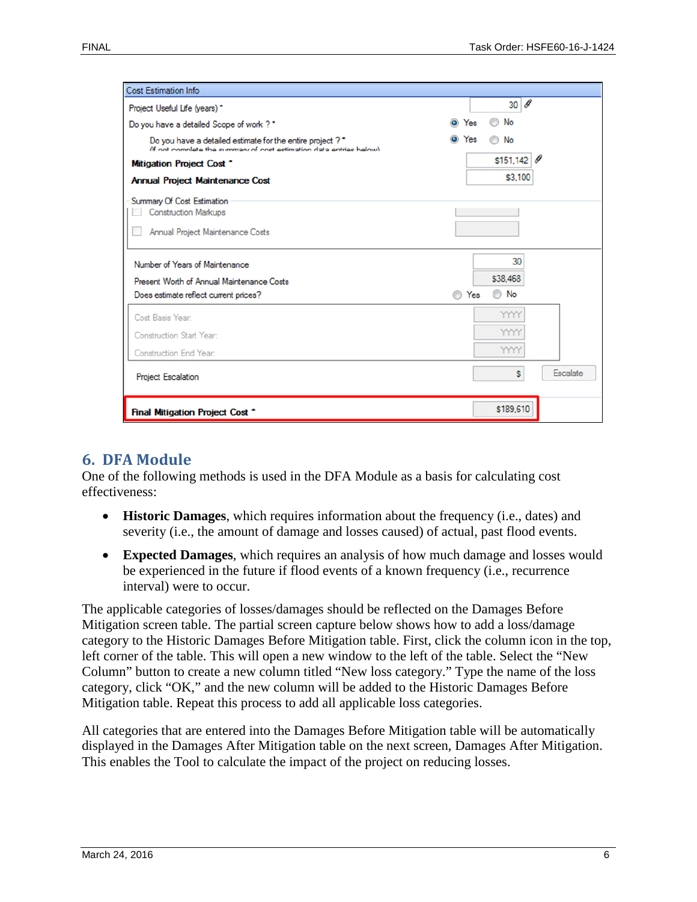## 6. DFA Module

One of the following methods is used in the DFA Module as a basis for calculating cost effectiveness:

- **Historic Damages**, which requires information about the frequency (i.e., dates) and severity (i.e., the amount of damage and losses caused) of actual, past flood events.
- **Expected Damages**, which requires an analysis of how much damage and losses would be experienced in the future if flood events of a known frequency (i.e., recurrence interval) were to occur.

The applicable categories of losses/damages should be reflected on the Damages Before Mitigation screen table. The partial screen capture below shows how to add a loss/damage category to the Historic Damages Before Mitigation table. First, click the column icon in the top, left corner of the table. This will open a new window to the left of the table. Select the "New Column" button to create a new column titled "New loss category." Type the name of the loss category, click "OK," and the new column will be added to the Historic Damages Before Mitigation table. Repeat this process to add all applicable loss categories.

All categories that are entered into the Damages Before Mitigation table will be automatically displayed in the Damages After Mitigation table on the next screen, Damages After Mitigation. This enables the Tool to calculate the impact of the project on reducing losses.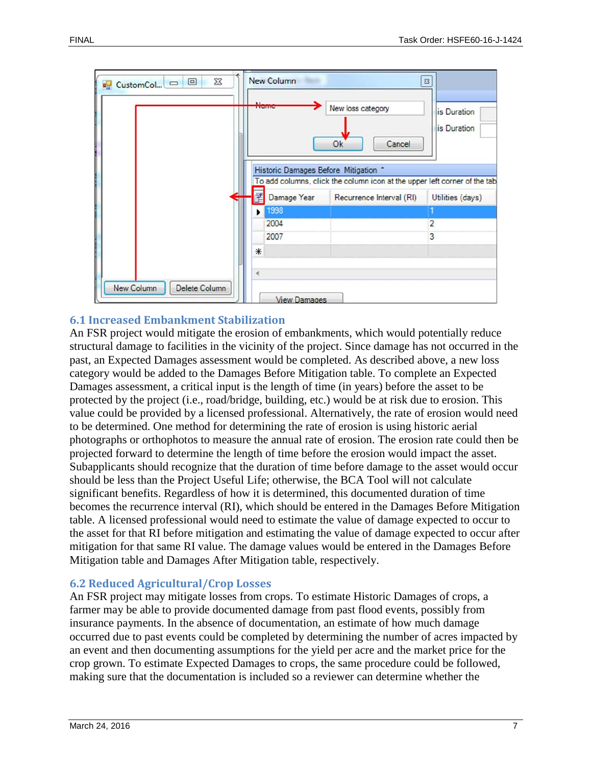## 6.1 Increased Embankment Stabilization

An FSR project would mitigate the erosion of embankments, which would potentially reduce structural damage to facilities in the vicinity of the project. Since damage has not occurred in the past, an Expected Damages assessment would be completed. As described above, a new loss category would be added to the Damages Before Mitigation table. To complete an Expected Damages assessment, a critical input is the length of time (in years) before the asset to be protected by the project (i.e., road/bridge, building, etc.) would be at risk due to erosion. This value could be provided by a licensed professional. Alternatively, the rate of erosion would need to be determined. One method for determining the rate of erosion is using historic aerial photographs or orthophotos to measure the annual rate of erosion. The erosion rate could then be projected forward to determine the length of time before the erosion would impact the asset. Subapplicants should recognize that the duration of time before damage to the asset would occur should be less than the Project Useful Life; otherwise, the BCA Tool will not calculate significant benefits. Regardless of how it is determined, this documented duration of time becomes the recurrence interval (RI), which should be entered in the Damages Before Mitigation table. A licensed professional would need to estimate the value of damage expected to occur to the asset for that RI before mitigation and estimating the value of damage expected to occur after mitigation for that same RI value. The damage values would be entered in the Damages Before Mitigation table and Damages After Mitigation table, respectively.

## 6.2 Reduced Agricultural/Crop Losses

An FSR project may mitigate losses from crops. To estimate Historic Damages of crops, a farmer may be able to provide documented damage from past flood events, possibly from insurance payments. In the absence of documentation, an estimate of how much damage occurred due to past events could be completed by determining the number of acres impacted by an event and then documenting assumptions for the yield per acre and the market price for the crop grown. To estimate Expected Damages to crops, the same procedure could be followed, making sure that the documentation is included so a reviewer can determine whether the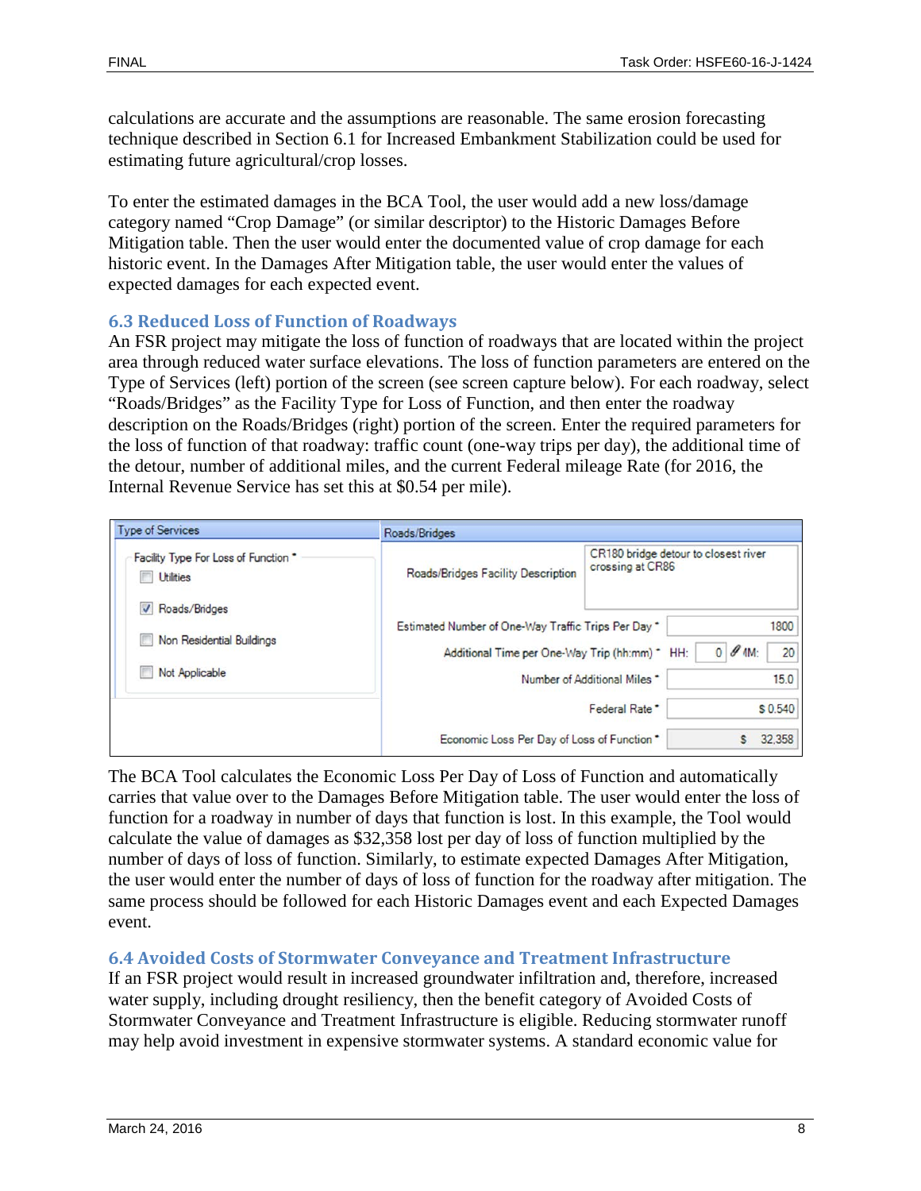calculations are accurate and the assumptions are reasonable. The same erosion forecasting technique described in Section 6.1 for Increased Embankment Stabilization could be used for estimating future agricultural/crop losses.

To enter the estimated damages in the BCA Tool, the user would add a new loss/damage category named "Crop Damage" (or similar descriptor) to the Historic Damages Before Mitigation table. Then the user would enter the documented value of crop damage for each historic event. In the Damages After Mitigation table, the user would enter the values of expected damages for each expected event.

### 6.3 Reduced Loss of Function of Roadways

An FSR project may mitigate the loss of function of roadways that are located within the project area through reduced water surface elevations. The loss of function parameters are entered on the Type of Services (left) portion of the screen (see screen capture below). For each roadway, select "Roads/Bridges" as the Facility Type for Loss of Function, and then enter the roadway description on the Roads/Bridges (right) portion of the screen. Enter the required parameters for the loss of function of that roadway: traffic count (one-way trips per day), the additional time of the detour, number of additional miles, and the current Federal mileage Rate (for 2016, the Internal Revenue Service has set this at $0.54 per mile).

| Type of Services | Roads/Bridges | |
|---|---|---|
| Facility Type For Loss of Function * | Roads/Bridges Facility Description | CR180 bridge detour to closest river crossing at CR86 |
| ☐ Utilities | Estimated Number of One-Way Traffic Trips Per Day * | 1800 |
| ☑ Roads/Bridges | Additional Time per One-Way Trip (hh:mm) * | HH: 0 MM: 20 |
| ☐ Non Residential Buildings | Number of Additional Miles * | 15.0 |
| ☐ Not Applicable | Federal Rate * | $ 0.540 |
| | Economic Loss Per Day of Loss of Function * | $ 32,358 |

The BCA Tool calculates the Economic Loss Per Day of Loss of Function and automatically carries that value over to the Damages Before Mitigation table. The user would enter the loss of function for a roadway in number of days that function is lost. In this example, the Tool would calculate the value of damages as $32,358 lost per day of loss of function multiplied by the number of days of loss of function. Similarly, to estimate expected Damages After Mitigation, the user would enter the number of days of loss of function for the roadway after mitigation. The same process should be followed for each Historic Damages event and each Expected Damages event.

### 6.4 Avoided Costs of Stormwater Conveyance and Treatment Infrastructure

If an FSR project would result in increased groundwater infiltration and, therefore, increased water supply, including drought resiliency, then the benefit category of Avoided Costs of Stormwater Conveyance and Treatment Infrastructure is eligible. Reducing stormwater runoff may help avoid investment in expensive stormwater systems. A standard economic value for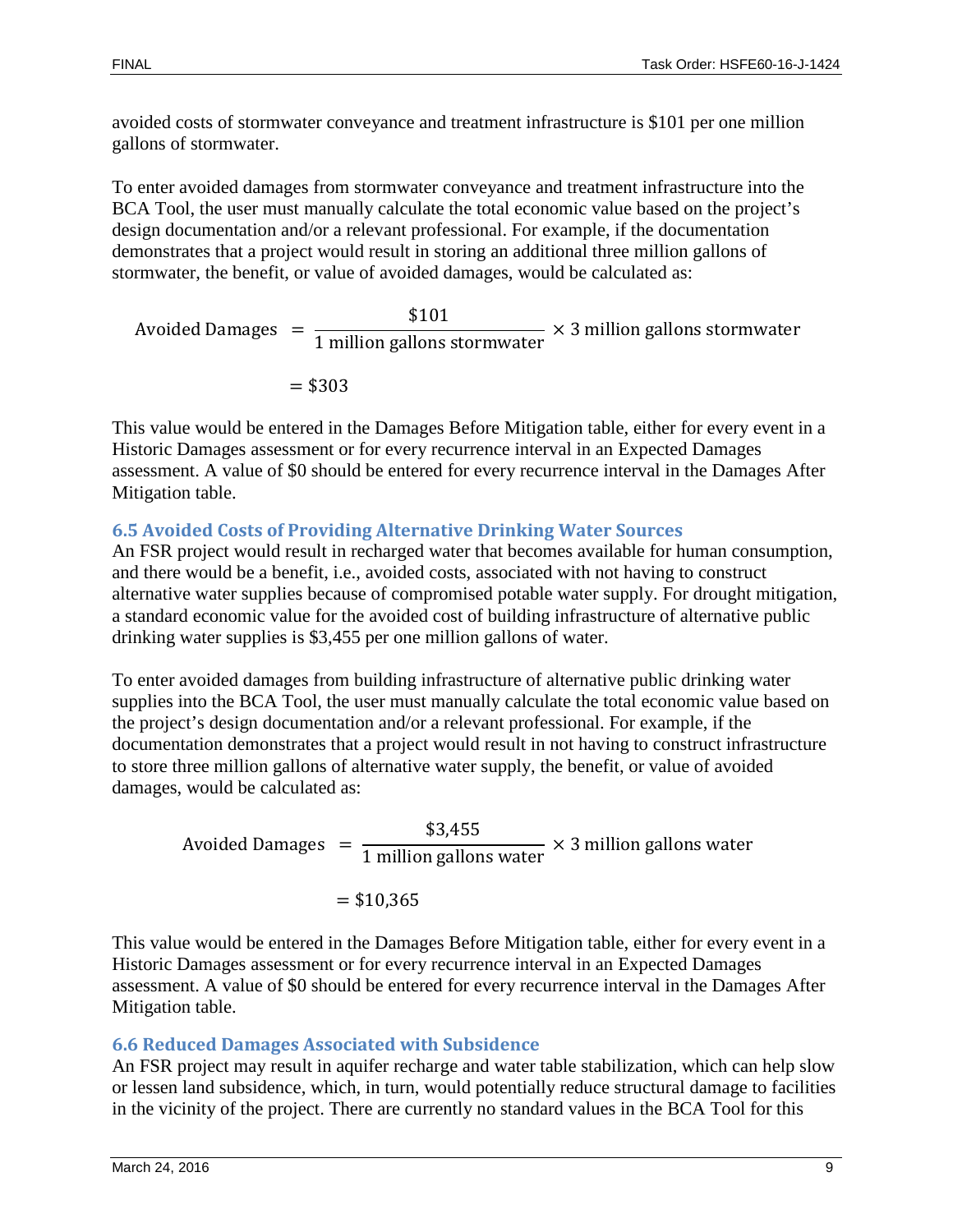avoided costs of stormwater conveyance and treatment infrastructure is \$101 per one million gallons of stormwater.

To enter avoided damages from stormwater conveyance and treatment infrastructure into the BCA Tool, the user must manually calculate the total economic value based on the project's design documentation and/or a relevant professional. For example, if the documentation demonstrates that a project would result in storing an additional three million gallons of stormwater, the benefit, or value of avoided damages, would be calculated as:

$$\text{Avoided Damages} = \frac{\$101}{1 \text{ million gallons stormwater}} \times 3 \text{ million gallons stormwater}$$

$$= \$303$$

This value would be entered in the Damages Before Mitigation table, either for every event in a Historic Damages assessment or for every recurrence interval in an Expected Damages assessment. A value of \$0 should be entered for every recurrence interval in the Damages After Mitigation table.

### 6.5 Avoided Costs of Providing Alternative Drinking Water Sources

An FSR project would result in recharged water that becomes available for human consumption, and there would be a benefit, i.e., avoided costs, associated with not having to construct alternative water supplies because of compromised potable water supply. For drought mitigation, a standard economic value for the avoided cost of building infrastructure of alternative public drinking water supplies is \$3,455 per one million gallons of water.

To enter avoided damages from building infrastructure of alternative public drinking water supplies into the BCA Tool, the user must manually calculate the total economic value based on the project's design documentation and/or a relevant professional. For example, if the documentation demonstrates that a project would result in not having to construct infrastructure to store three million gallons of alternative water supply, the benefit, or value of avoided damages, would be calculated as:

$$\text{Avoided Damages} = \frac{\$3{,}455}{1 \text{ million gallons water}} \times 3 \text{ million gallons water}$$

$$= \$10{,}365$$

This value would be entered in the Damages Before Mitigation table, either for every event in a Historic Damages assessment or for every recurrence interval in an Expected Damages assessment. A value of \$0 should be entered for every recurrence interval in the Damages After Mitigation table.

### 6.6 Reduced Damages Associated with Subsidence

An FSR project may result in aquifer recharge and water table stabilization, which can help slow or lessen land subsidence, which, in turn, would potentially reduce structural damage to facilities in the vicinity of the project. There are currently no standard values in the BCA Tool for this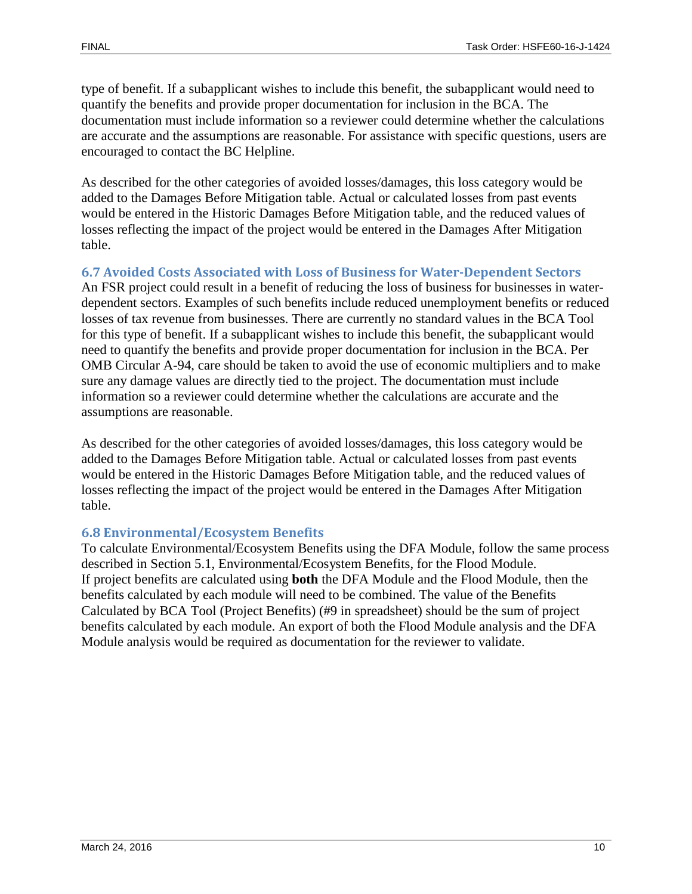type of benefit. If a subapplicant wishes to include this benefit, the subapplicant would need to quantify the benefits and provide proper documentation for inclusion in the BCA. The documentation must include information so a reviewer could determine whether the calculations are accurate and the assumptions are reasonable. For assistance with specific questions, users are encouraged to contact the BC Helpline.

As described for the other categories of avoided losses/damages, this loss category would be added to the Damages Before Mitigation table. Actual or calculated losses from past events would be entered in the Historic Damages Before Mitigation table, and the reduced values of losses reflecting the impact of the project would be entered in the Damages After Mitigation table.

### 6.7 Avoided Costs Associated with Loss of Business for Water-Dependent Sectors

An FSR project could result in a benefit of reducing the loss of business for businesses in water-dependent sectors. Examples of such benefits include reduced unemployment benefits or reduced losses of tax revenue from businesses. There are currently no standard values in the BCA Tool for this type of benefit. If a subapplicant wishes to include this benefit, the subapplicant would need to quantify the benefits and provide proper documentation for inclusion in the BCA. Per OMB Circular A-94, care should be taken to avoid the use of economic multipliers and to make sure any damage values are directly tied to the project. The documentation must include information so a reviewer could determine whether the calculations are accurate and the assumptions are reasonable.

As described for the other categories of avoided losses/damages, this loss category would be added to the Damages Before Mitigation table. Actual or calculated losses from past events would be entered in the Historic Damages Before Mitigation table, and the reduced values of losses reflecting the impact of the project would be entered in the Damages After Mitigation table.

### 6.8 Environmental/Ecosystem Benefits

To calculate Environmental/Ecosystem Benefits using the DFA Module, follow the same process described in Section 5.1, Environmental/Ecosystem Benefits, for the Flood Module. If project benefits are calculated using **both** the DFA Module and the Flood Module, then the benefits calculated by each module will need to be combined. The value of the Benefits Calculated by BCA Tool (Project Benefits) (#9 in spreadsheet) should be the sum of project benefits calculated by each module. An export of both the Flood Module analysis and the DFA Module analysis would be required as documentation for the reviewer to validate.